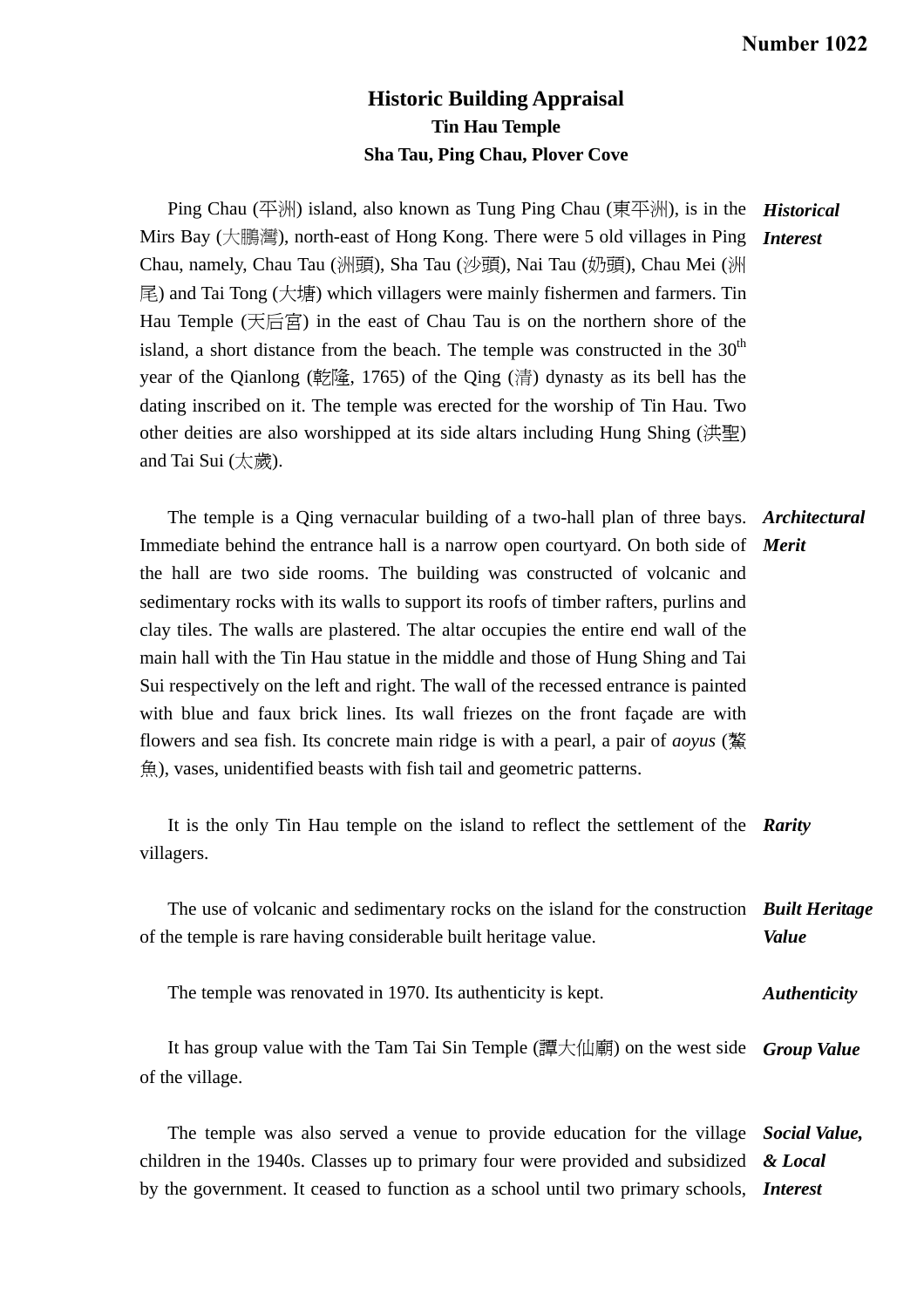Number 1022

# Historic Building Appraisal

## Tin Hau Temple

## Sha Tau, Ping Chau, Plover Cove

***Historical Interest***

Ping Chau (平洲) island, also known as Tung Ping Chau (東平洲), is in the Mirs Bay (大鵬灣), north-east of Hong Kong. There were 5 old villages in Ping Chau, namely, Chau Tau (洲頭), Sha Tau (沙頭), Nai Tau (奶頭), Chau Mei (洲尾) and Tai Tong (大塘) which villagers were mainly fishermen and farmers. Tin Hau Temple (天后宮) in the east of Chau Tau is on the northern shore of the island, a short distance from the beach. The temple was constructed in the 30th year of the Qianlong (乾隆, 1765) of the Qing (清) dynasty as its bell has the dating inscribed on it. The temple was erected for the worship of Tin Hau. Two other deities are also worshipped at its side altars including Hung Shing (洪聖) and Tai Sui (太歲).

***Architectural Merit***

The temple is a Qing vernacular building of a two-hall plan of three bays. Immediate behind the entrance hall is a narrow open courtyard. On both side of the hall are two side rooms. The building was constructed of volcanic and sedimentary rocks with its walls to support its roofs of timber rafters, purlins and clay tiles. The walls are plastered. The altar occupies the entire end wall of the main hall with the Tin Hau statue in the middle and those of Hung Shing and Tai Sui respectively on the left and right. The wall of the recessed entrance is painted with blue and faux brick lines. Its wall friezes on the front façade are with flowers and sea fish. Its concrete main ridge is with a pearl, a pair of *aoyus* (鰲魚), vases, unidentified beasts with fish tail and geometric patterns.

***Rarity***

It is the only Tin Hau temple on the island to reflect the settlement of the villagers.

***Built Heritage Value***

The use of volcanic and sedimentary rocks on the island for the construction of the temple is rare having considerable built heritage value.

***Authenticity***

The temple was renovated in 1970. Its authenticity is kept.

***Group Value***

It has group value with the Tam Tai Sin Temple (譚大仙廟) on the west side of the village.

***Social Value, & Local Interest***

The temple was also served a venue to provide education for the village children in the 1940s. Classes up to primary four were provided and subsidized by the government. It ceased to function as a school until two primary schools,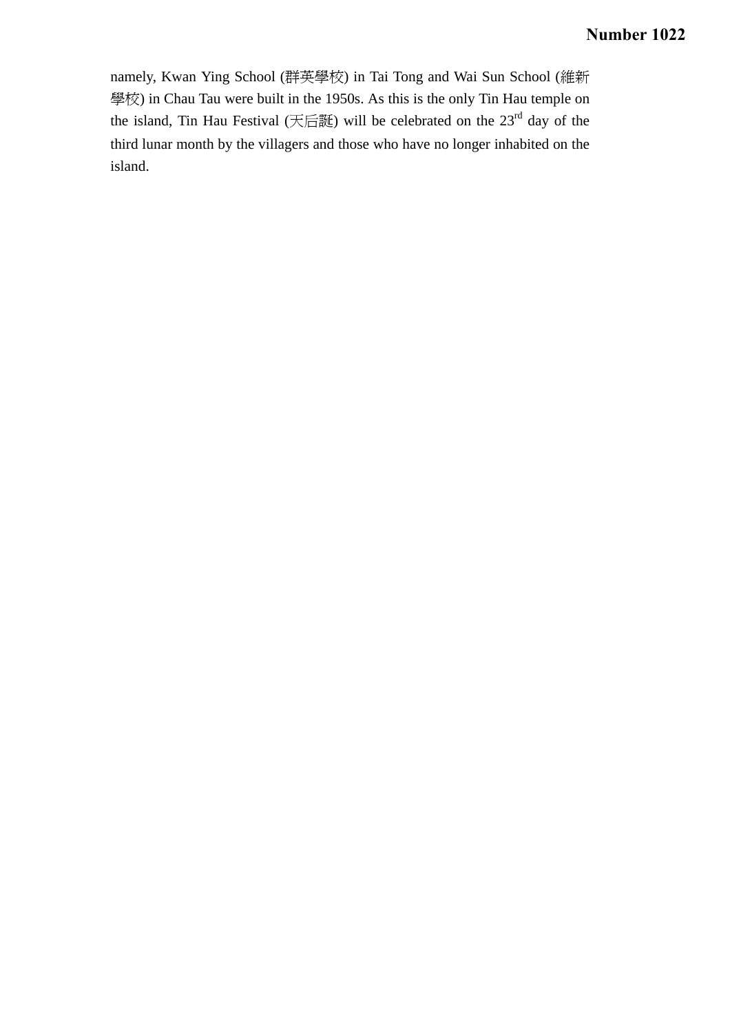namely, Kwan Ying School (群英學校) in Tai Tong and Wai Sun School (維新學校) in Chau Tau were built in the 1950s. As this is the only Tin Hau temple on the island, Tin Hau Festival (天后誕) will be celebrated on the 23rd day of the third lunar month by the villagers and those who have no longer inhabited on the island.